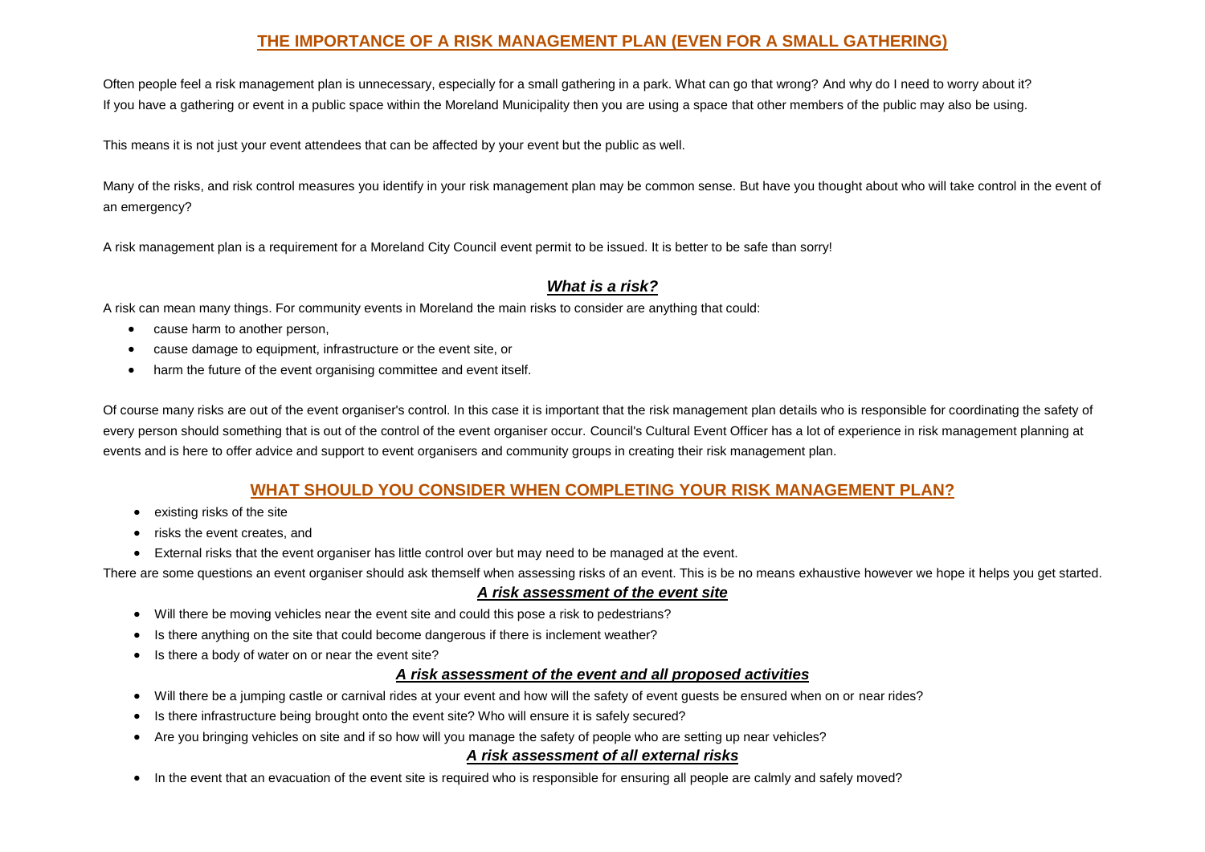## THE IMPORTANCE OF A RISK MANAGEMENT PLAN (EVEN FOR A SMALL GATHERING)

Often people feel a risk management plan is unnecessary, especially for a small gathering in a park. What can go that wrong? And why do I need to worry about it?
If you have a gathering or event in a public space within the Moreland Municipality then you are using a space that other members of the public may also be using.

This means it is not just your event attendees that can be affected by your event but the public as well.

Many of the risks, and risk control measures you identify in your risk management plan may be common sense. But have you thought about who will take control in the event of an emergency?

A risk management plan is a requirement for a Moreland City Council event permit to be issued. It is better to be safe than sorry!

### *What is a risk?*

A risk can mean many things. For community events in Moreland the main risks to consider are anything that could:

- cause harm to another person,
- cause damage to equipment, infrastructure or the event site, or
- harm the future of the event organising committee and event itself.

Of course many risks are out of the event organiser's control. In this case it is important that the risk management plan details who is responsible for coordinating the safety of every person should something that is out of the control of the event organiser occur. Council's Cultural Event Officer has a lot of experience in risk management planning at events and is here to offer advice and support to event organisers and community groups in creating their risk management plan.

## WHAT SHOULD YOU CONSIDER WHEN COMPLETING YOUR RISK MANAGEMENT PLAN?

- existing risks of the site
- risks the event creates, and
- External risks that the event organiser has little control over but may need to be managed at the event.

There are some questions an event organiser should ask themself when assessing risks of an event. This is be no means exhaustive however we hope it helps you get started.

### *A risk assessment of the event site*

- Will there be moving vehicles near the event site and could this pose a risk to pedestrians?
- Is there anything on the site that could become dangerous if there is inclement weather?
- Is there a body of water on or near the event site?

### *A risk assessment of the event and all proposed activities*

- Will there be a jumping castle or carnival rides at your event and how will the safety of event guests be ensured when on or near rides?
- Is there infrastructure being brought onto the event site? Who will ensure it is safely secured?
- Are you bringing vehicles on site and if so how will you manage the safety of people who are setting up near vehicles?

### *A risk assessment of all external risks*

- In the event that an evacuation of the event site is required who is responsible for ensuring all people are calmly and safely moved?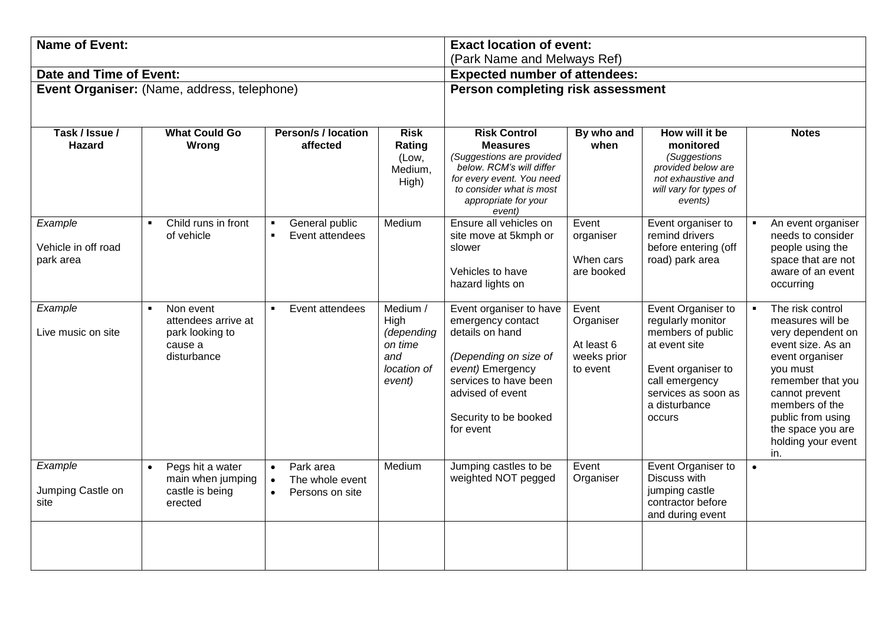| **Name of Event:** | | | | **Exact location of event:** (Park Name and Melways Ref) | | | |
|---|---|---|---|---|---|---|---|
| **Date and Time of Event:** | | | | **Expected number of attendees:** | | | |
| **Event Organiser:** (Name, address, telephone) | | | | **Person completing risk assessment** | | | |
| **Task / Issue / Hazard** | **What Could Go Wrong** | **Person/s / location affected** | **Risk Rating** (Low, Medium, High) | **Risk Control Measures** *(Suggestions are provided below. RCM's will differ for every event. You need to consider what is most appropriate for your event)* | **By who and when** | **How will it be monitored** *(Suggestions provided below are not exhaustive and will vary for types of events)* | **Notes** |
| *Example*<br><br>Vehicle in off road park area | ▪ Child runs in front of vehicle | ▪ General public<br>▪ Event attendees | Medium | Ensure all vehicles on site move at 5kmph or slower<br><br>Vehicles to have hazard lights on | Event organiser<br><br>When cars are booked | Event organiser to remind drivers before entering (off road) park area | ▪ An event organiser needs to consider people using the space that are not aware of an event occurring |
| *Example*<br><br>Live music on site | ▪ Non event attendees arrive at park looking to cause a disturbance | ▪ Event attendees | Medium / High *(depending on time and location of event)* | Event organiser to have emergency contact details on hand<br><br>*(Depending on size of event)* Emergency services to have been advised of event<br><br>Security to be booked for event | Event Organiser<br><br>At least 6 weeks prior to event | Event Organiser to regularly monitor members of public at event site<br><br>Event organiser to call emergency services as soon as a disturbance occurs | ▪ The risk control measures will be very dependent on event size. As an event organiser you must remember that you cannot prevent members of the public from using the space you are holding your event in. |
| *Example*<br><br>Jumping Castle on site | • Pegs hit a water main when jumping castle is being erected | • Park area<br>• The whole event<br>• Persons on site | Medium | Jumping castles to be weighted NOT pegged | Event Organiser | Event Organiser to Discuss with jumping castle contractor before and during event | • |
| | | | | | | | |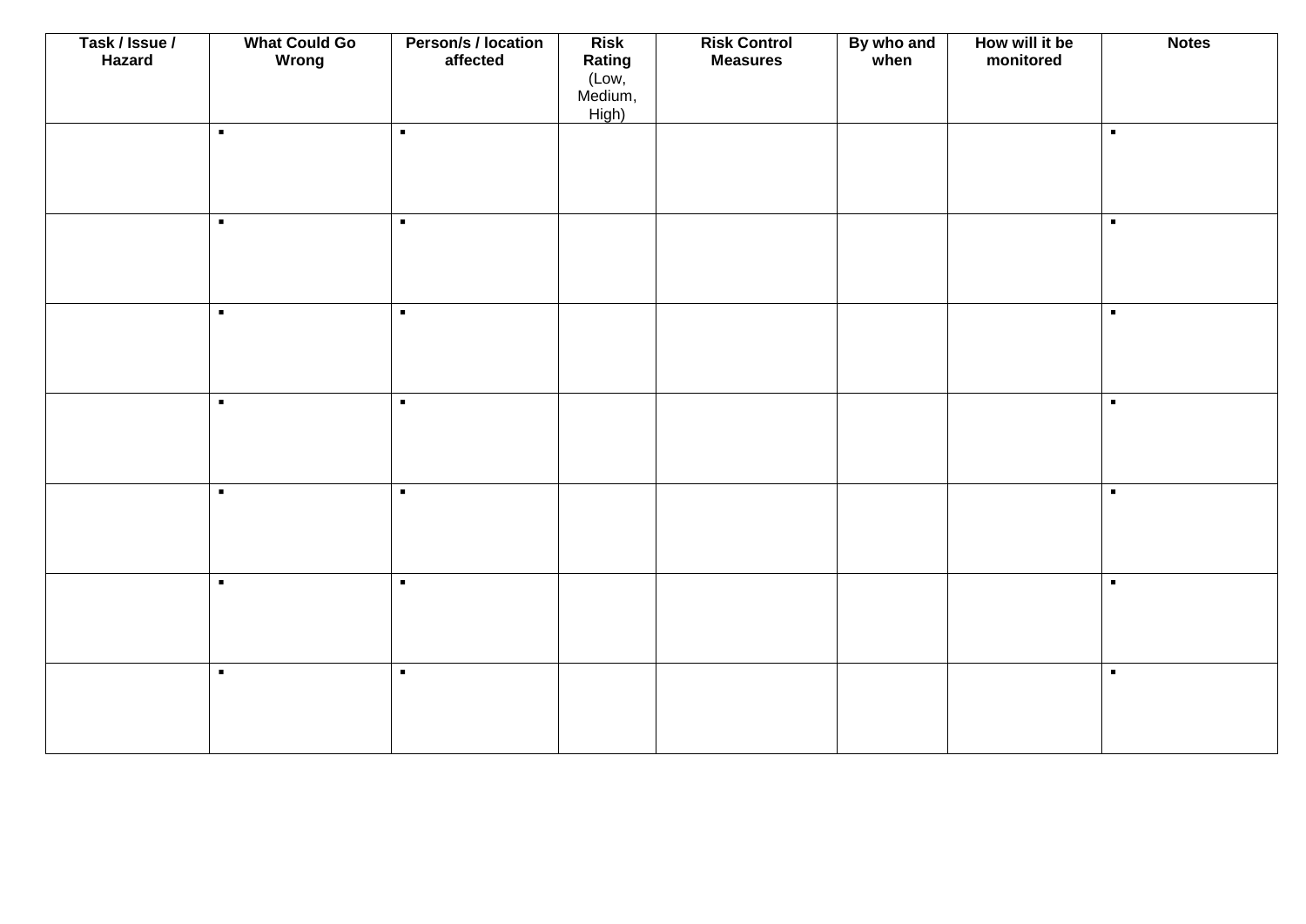| Task / Issue / Hazard | What Could Go Wrong | Person/s / location affected | Risk Rating (Low, Medium, High) | Risk Control Measures | By who and when | How will it be monitored | Notes |
|---|---|---|---|---|---|---|---|
| | ▪ | ▪ | | | | | ▪ |
| | ▪ | ▪ | | | | | ▪ |
| | ▪ | ▪ | | | | | ▪ |
| | ▪ | ▪ | | | | | ▪ |
| | ▪ | ▪ | | | | | ▪ |
| | ▪ | ▪ | | | | | ▪ |
| | ▪ | ▪ | | | | | ▪ |